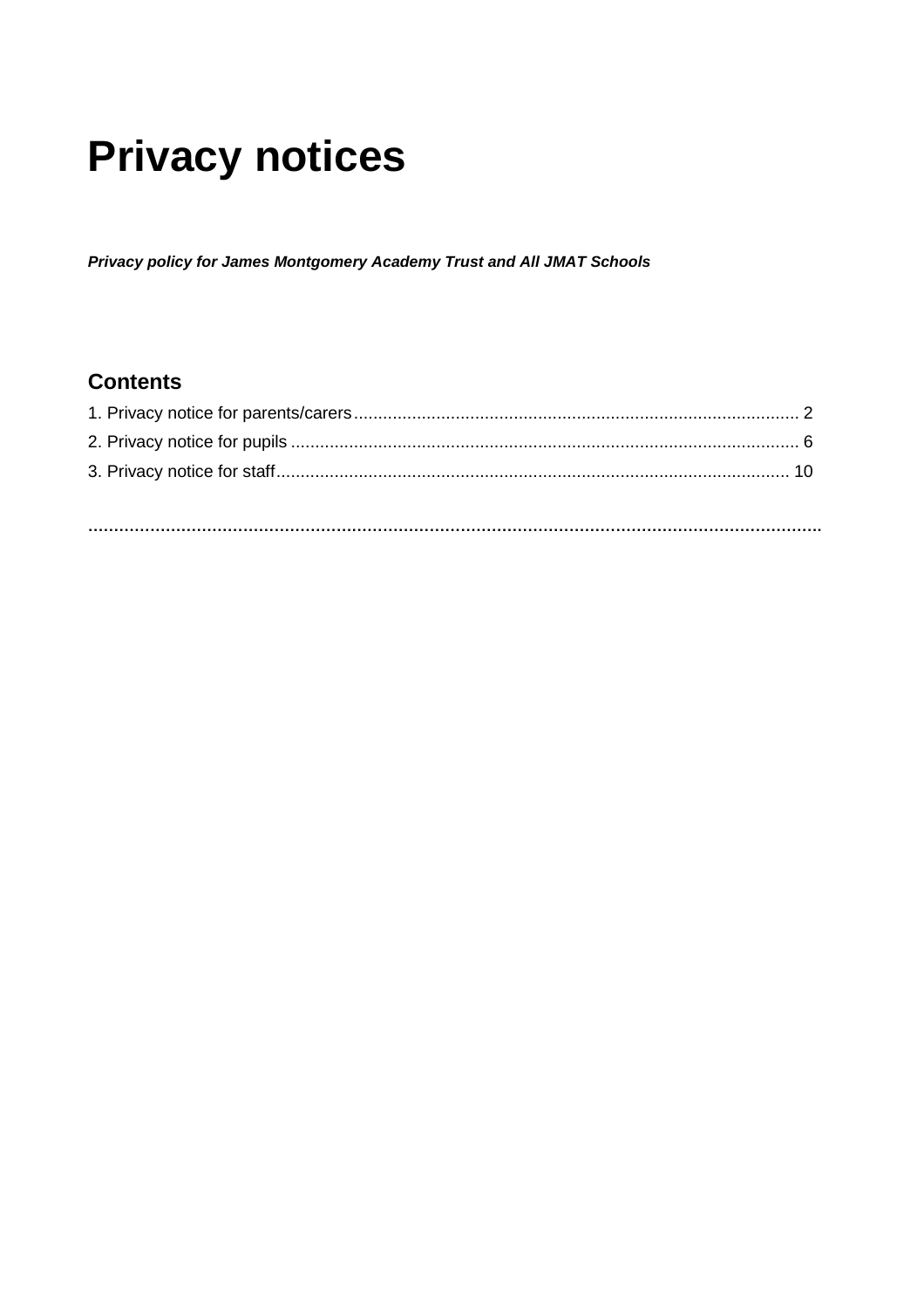# Privacy notices

***Privacy policy for James Montgomery Academy Trust and All JMAT Schools***

## Contents

1. Privacy notice for parents/carers ........................................................................................... 2
2. Privacy notice for pupils ........................................................................................................ 6
3. Privacy notice for staff ......................................................................................................... 10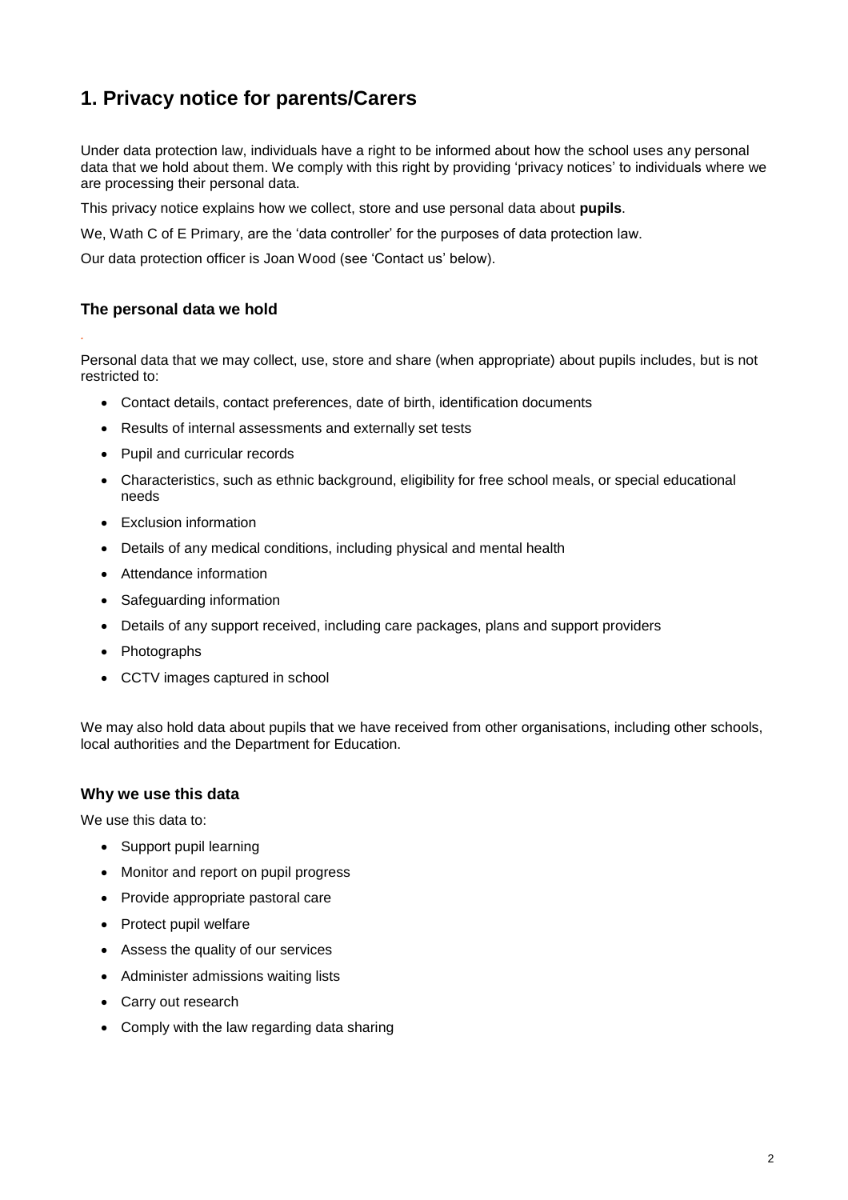# 1. Privacy notice for parents/Carers

Under data protection law, individuals have a right to be informed about how the school uses any personal data that we hold about them. We comply with this right by providing 'privacy notices' to individuals where we are processing their personal data.

This privacy notice explains how we collect, store and use personal data about **pupils**.

We, Wath C of E Primary, are the 'data controller' for the purposes of data protection law.

Our data protection officer is Joan Wood (see 'Contact us' below).

## The personal data we hold

Personal data that we may collect, use, store and share (when appropriate) about pupils includes, but is not restricted to:

- Contact details, contact preferences, date of birth, identification documents
- Results of internal assessments and externally set tests
- Pupil and curricular records
- Characteristics, such as ethnic background, eligibility for free school meals, or special educational needs
- Exclusion information
- Details of any medical conditions, including physical and mental health
- Attendance information
- Safeguarding information
- Details of any support received, including care packages, plans and support providers
- Photographs
- CCTV images captured in school

We may also hold data about pupils that we have received from other organisations, including other schools, local authorities and the Department for Education.

## Why we use this data

We use this data to:

- Support pupil learning
- Monitor and report on pupil progress
- Provide appropriate pastoral care
- Protect pupil welfare
- Assess the quality of our services
- Administer admissions waiting lists
- Carry out research
- Comply with the law regarding data sharing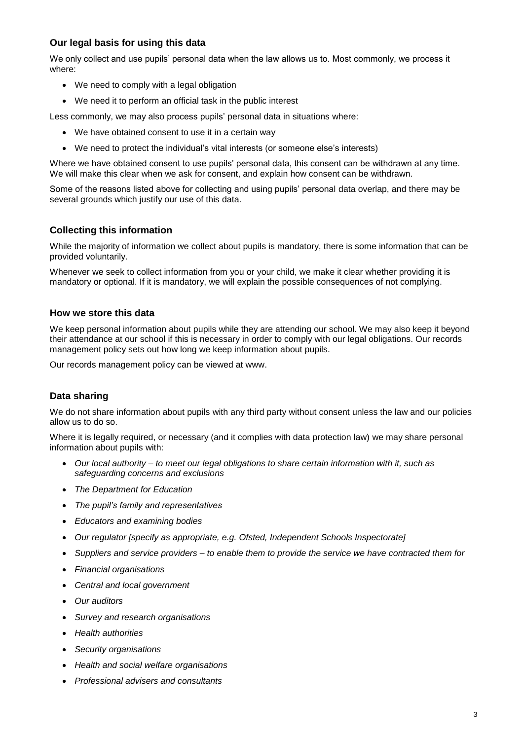### Our legal basis for using this data

We only collect and use pupils' personal data when the law allows us to. Most commonly, we process it where:

- We need to comply with a legal obligation
- We need it to perform an official task in the public interest

Less commonly, we may also process pupils' personal data in situations where:

- We have obtained consent to use it in a certain way
- We need to protect the individual's vital interests (or someone else's interests)

Where we have obtained consent to use pupils' personal data, this consent can be withdrawn at any time. We will make this clear when we ask for consent, and explain how consent can be withdrawn.

Some of the reasons listed above for collecting and using pupils' personal data overlap, and there may be several grounds which justify our use of this data.

### Collecting this information

While the majority of information we collect about pupils is mandatory, there is some information that can be provided voluntarily.

Whenever we seek to collect information from you or your child, we make it clear whether providing it is mandatory or optional. If it is mandatory, we will explain the possible consequences of not complying.

### How we store this data

We keep personal information about pupils while they are attending our school. We may also keep it beyond their attendance at our school if this is necessary in order to comply with our legal obligations. Our records management policy sets out how long we keep information about pupils.

Our records management policy can be viewed at www.

### Data sharing

We do not share information about pupils with any third party without consent unless the law and our policies allow us to do so.

Where it is legally required, or necessary (and it complies with data protection law) we may share personal information about pupils with:

- *Our local authority – to meet our legal obligations to share certain information with it, such as safeguarding concerns and exclusions*
- *The Department for Education*
- *The pupil's family and representatives*
- *Educators and examining bodies*
- *Our regulator [specify as appropriate, e.g. Ofsted, Independent Schools Inspectorate]*
- *Suppliers and service providers – to enable them to provide the service we have contracted them for*
- *Financial organisations*
- *Central and local government*
- *Our auditors*
- *Survey and research organisations*
- *Health authorities*
- *Security organisations*
- *Health and social welfare organisations*
- *Professional advisers and consultants*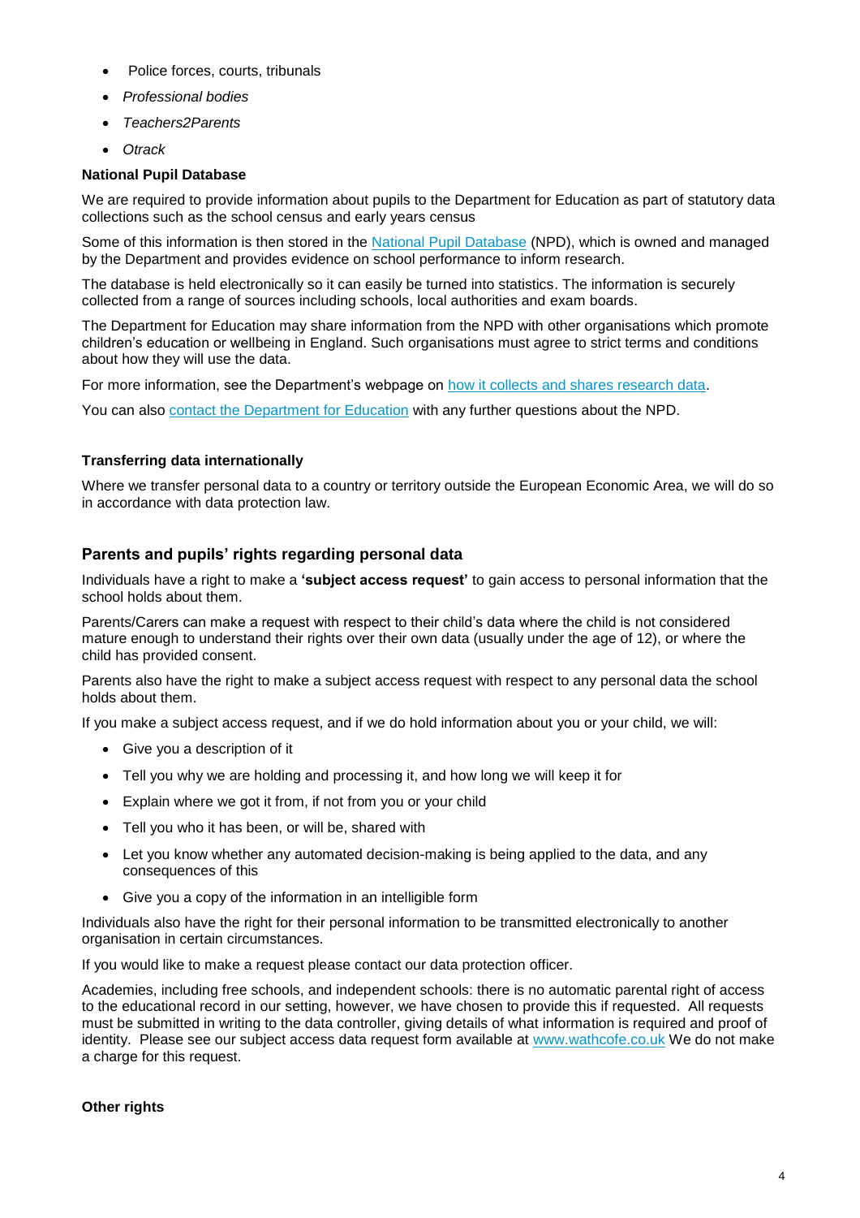- Police forces, courts, tribunals
- *Professional bodies*
- *Teachers2Parents*
- *Otrack*

**National Pupil Database**

We are required to provide information about pupils to the Department for Education as part of statutory data collections such as the school census and early years census

Some of this information is then stored in the National Pupil Database (NPD), which is owned and managed by the Department and provides evidence on school performance to inform research.

The database is held electronically so it can easily be turned into statistics. The information is securely collected from a range of sources including schools, local authorities and exam boards.

The Department for Education may share information from the NPD with other organisations which promote children's education or wellbeing in England. Such organisations must agree to strict terms and conditions about how they will use the data.

For more information, see the Department's webpage on how it collects and shares research data.

You can also contact the Department for Education with any further questions about the NPD.

**Transferring data internationally**

Where we transfer personal data to a country or territory outside the European Economic Area, we will do so in accordance with data protection law.

## Parents and pupils' rights regarding personal data

Individuals have a right to make a **'subject access request'** to gain access to personal information that the school holds about them.

Parents/Carers can make a request with respect to their child's data where the child is not considered mature enough to understand their rights over their own data (usually under the age of 12), or where the child has provided consent.

Parents also have the right to make a subject access request with respect to any personal data the school holds about them.

If you make a subject access request, and if we do hold information about you or your child, we will:

- Give you a description of it
- Tell you why we are holding and processing it, and how long we will keep it for
- Explain where we got it from, if not from you or your child
- Tell you who it has been, or will be, shared with
- Let you know whether any automated decision-making is being applied to the data, and any consequences of this
- Give you a copy of the information in an intelligible form

Individuals also have the right for their personal information to be transmitted electronically to another organisation in certain circumstances.

If you would like to make a request please contact our data protection officer.

Academies, including free schools, and independent schools: there is no automatic parental right of access to the educational record in our setting, however, we have chosen to provide this if requested. All requests must be submitted in writing to the data controller, giving details of what information is required and proof of identity. Please see our subject access data request form available at www.wathcofe.co.uk We do not make a charge for this request.

**Other rights**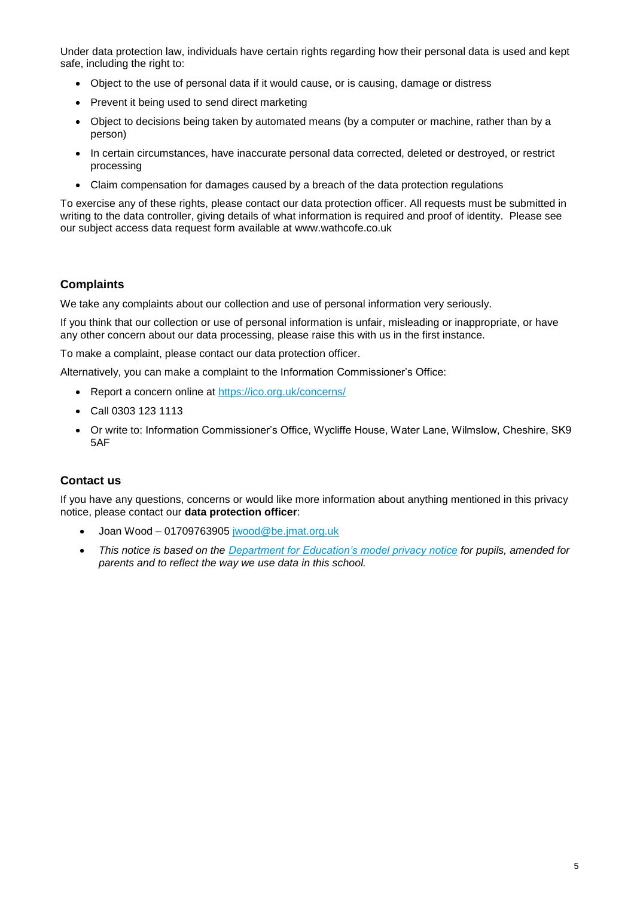Under data protection law, individuals have certain rights regarding how their personal data is used and kept safe, including the right to:

- Object to the use of personal data if it would cause, or is causing, damage or distress
- Prevent it being used to send direct marketing
- Object to decisions being taken by automated means (by a computer or machine, rather than by a person)
- In certain circumstances, have inaccurate personal data corrected, deleted or destroyed, or restrict processing
- Claim compensation for damages caused by a breach of the data protection regulations

To exercise any of these rights, please contact our data protection officer. All requests must be submitted in writing to the data controller, giving details of what information is required and proof of identity. Please see our subject access data request form available at www.wathcofe.co.uk

## Complaints

We take any complaints about our collection and use of personal information very seriously.

If you think that our collection or use of personal information is unfair, misleading or inappropriate, or have any other concern about our data processing, please raise this with us in the first instance.

To make a complaint, please contact our data protection officer.

Alternatively, you can make a complaint to the Information Commissioner's Office:

- Report a concern online at [https://ico.org.uk/concerns/](https://ico.org.uk/concerns/)
- Call 0303 123 1113
- Or write to: Information Commissioner's Office, Wycliffe House, Water Lane, Wilmslow, Cheshire, SK9 5AF

## Contact us

If you have any questions, concerns or would like more information about anything mentioned in this privacy notice, please contact our **data protection officer**:

- Joan Wood – 01709763905 [jwood@be.jmat.org.uk](mailto:jwood@be.jmat.org.uk)
- *This notice is based on the [Department for Education's model privacy notice](#) for pupils, amended for parents and to reflect the way we use data in this school.*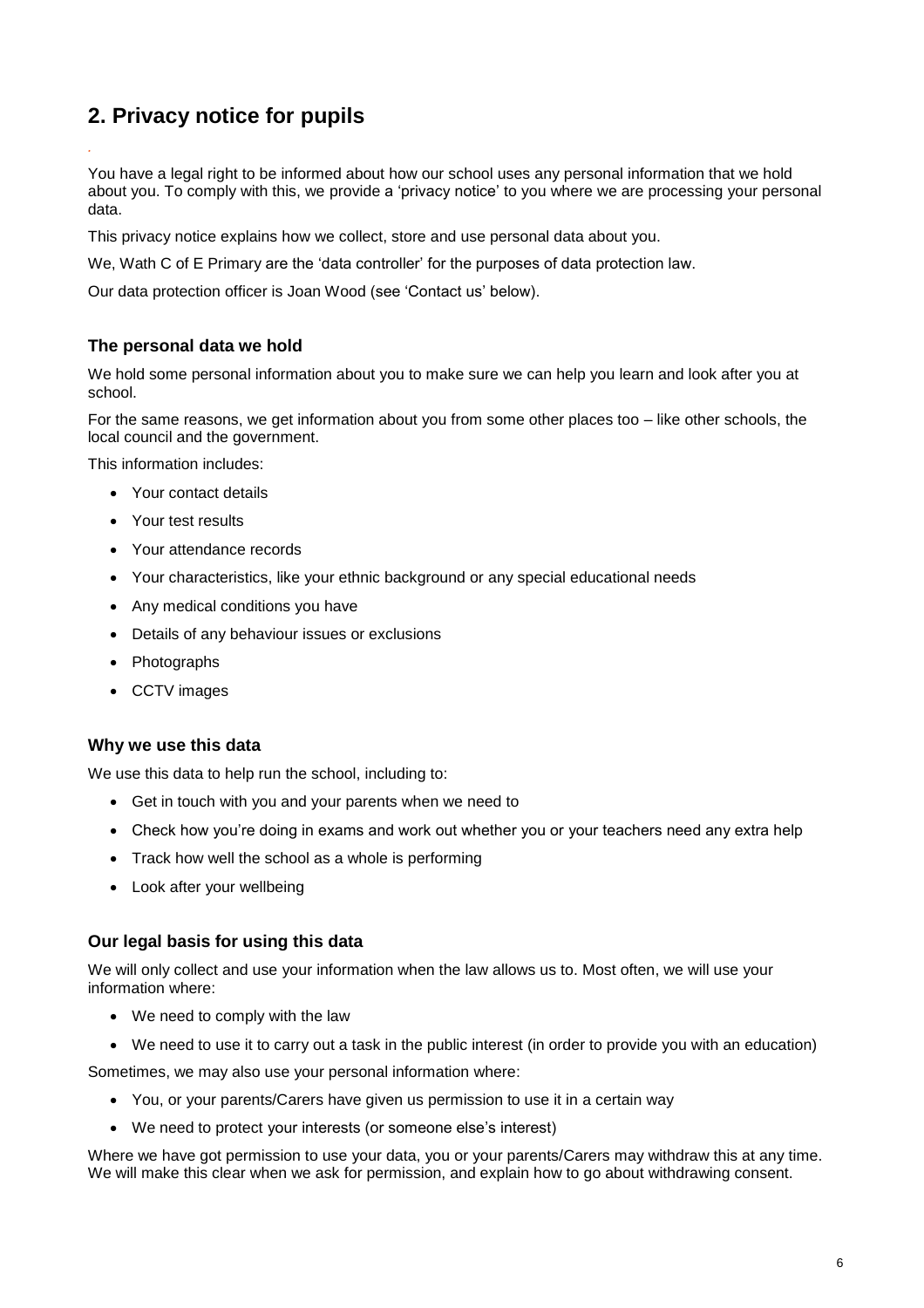## 2. Privacy notice for pupils

You have a legal right to be informed about how our school uses any personal information that we hold about you. To comply with this, we provide a 'privacy notice' to you where we are processing your personal data.

This privacy notice explains how we collect, store and use personal data about you.

We, Wath C of E Primary are the 'data controller' for the purposes of data protection law.

Our data protection officer is Joan Wood (see 'Contact us' below).

### The personal data we hold

We hold some personal information about you to make sure we can help you learn and look after you at school.

For the same reasons, we get information about you from some other places too – like other schools, the local council and the government.

This information includes:

- Your contact details
- Your test results
- Your attendance records
- Your characteristics, like your ethnic background or any special educational needs
- Any medical conditions you have
- Details of any behaviour issues or exclusions
- Photographs
- CCTV images

### Why we use this data

We use this data to help run the school, including to:

- Get in touch with you and your parents when we need to
- Check how you're doing in exams and work out whether you or your teachers need any extra help
- Track how well the school as a whole is performing
- Look after your wellbeing

### Our legal basis for using this data

We will only collect and use your information when the law allows us to. Most often, we will use your information where:

- We need to comply with the law
- We need to use it to carry out a task in the public interest (in order to provide you with an education)

Sometimes, we may also use your personal information where:

- You, or your parents/Carers have given us permission to use it in a certain way
- We need to protect your interests (or someone else's interest)

Where we have got permission to use your data, you or your parents/Carers may withdraw this at any time. We will make this clear when we ask for permission, and explain how to go about withdrawing consent.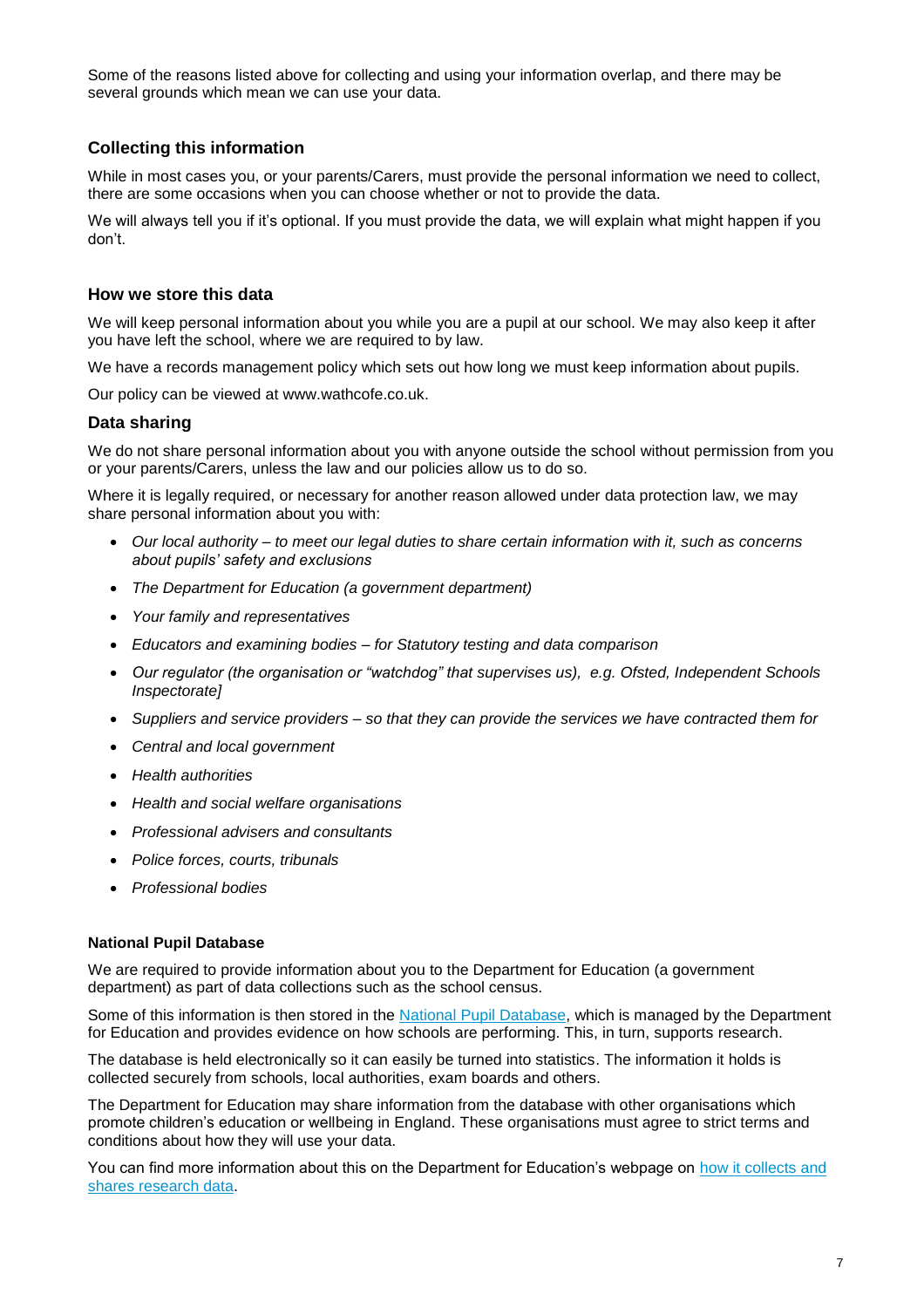Some of the reasons listed above for collecting and using your information overlap, and there may be several grounds which mean we can use your data.

## Collecting this information

While in most cases you, or your parents/Carers, must provide the personal information we need to collect, there are some occasions when you can choose whether or not to provide the data.

We will always tell you if it's optional. If you must provide the data, we will explain what might happen if you don't.

## How we store this data

We will keep personal information about you while you are a pupil at our school. We may also keep it after you have left the school, where we are required to by law.

We have a records management policy which sets out how long we must keep information about pupils.

Our policy can be viewed at www.wathcofe.co.uk.

## Data sharing

We do not share personal information about you with anyone outside the school without permission from you or your parents/Carers, unless the law and our policies allow us to do so.

Where it is legally required, or necessary for another reason allowed under data protection law, we may share personal information about you with:

- *Our local authority – to meet our legal duties to share certain information with it, such as concerns about pupils' safety and exclusions*
- *The Department for Education (a government department)*
- *Your family and representatives*
- *Educators and examining bodies – for Statutory testing and data comparison*
- *Our regulator (the organisation or "watchdog" that supervises us), e.g. Ofsted, Independent Schools Inspectorate]*
- *Suppliers and service providers – so that they can provide the services we have contracted them for*
- *Central and local government*
- *Health authorities*
- *Health and social welfare organisations*
- *Professional advisers and consultants*
- *Police forces, courts, tribunals*
- *Professional bodies*

### National Pupil Database

We are required to provide information about you to the Department for Education (a government department) as part of data collections such as the school census.

Some of this information is then stored in the National Pupil Database, which is managed by the Department for Education and provides evidence on how schools are performing. This, in turn, supports research.

The database is held electronically so it can easily be turned into statistics. The information it holds is collected securely from schools, local authorities, exam boards and others.

The Department for Education may share information from the database with other organisations which promote children's education or wellbeing in England. These organisations must agree to strict terms and conditions about how they will use your data.

You can find more information about this on the Department for Education's webpage on how it collects and shares research data.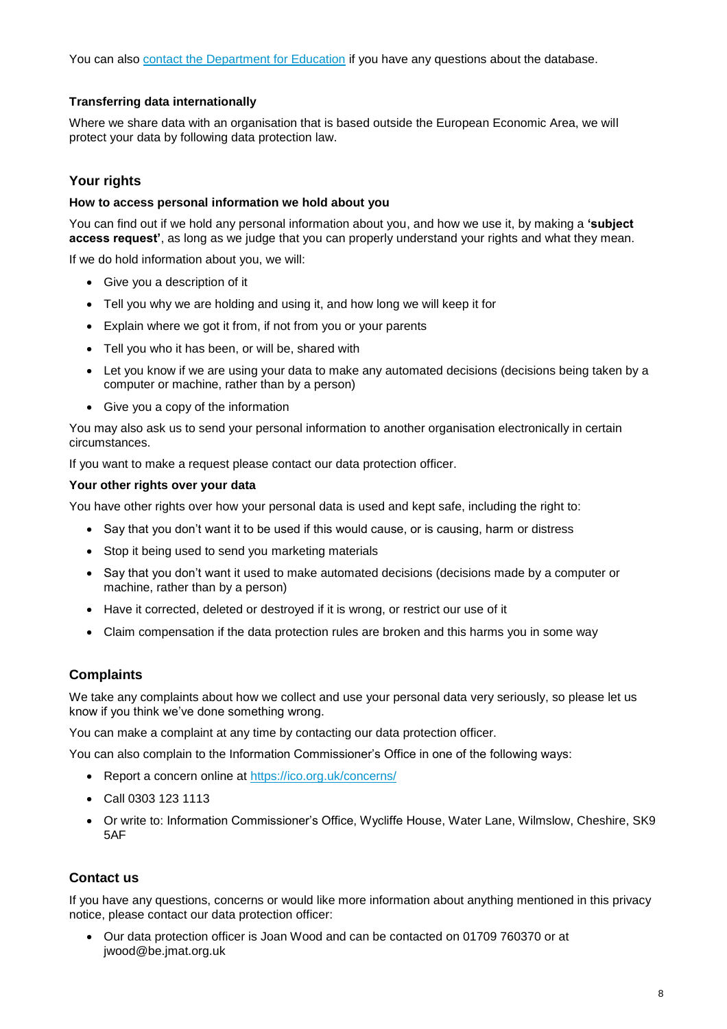You can also [contact the Department for Education](#) if you have any questions about the database.

### Transferring data internationally

Where we share data with an organisation that is based outside the European Economic Area, we will protect your data by following data protection law.

## Your rights

### How to access personal information we hold about you

You can find out if we hold any personal information about you, and how we use it, by making a **'subject access request'**, as long as we judge that you can properly understand your rights and what they mean.

If we do hold information about you, we will:

- Give you a description of it
- Tell you why we are holding and using it, and how long we will keep it for
- Explain where we got it from, if not from you or your parents
- Tell you who it has been, or will be, shared with
- Let you know if we are using your data to make any automated decisions (decisions being taken by a computer or machine, rather than by a person)
- Give you a copy of the information

You may also ask us to send your personal information to another organisation electronically in certain circumstances.

If you want to make a request please contact our data protection officer.

### Your other rights over your data

You have other rights over how your personal data is used and kept safe, including the right to:

- Say that you don't want it to be used if this would cause, or is causing, harm or distress
- Stop it being used to send you marketing materials
- Say that you don't want it used to make automated decisions (decisions made by a computer or machine, rather than by a person)
- Have it corrected, deleted or destroyed if it is wrong, or restrict our use of it
- Claim compensation if the data protection rules are broken and this harms you in some way

## Complaints

We take any complaints about how we collect and use your personal data very seriously, so please let us know if you think we've done something wrong.

You can make a complaint at any time by contacting our data protection officer.

You can also complain to the Information Commissioner's Office in one of the following ways:

- Report a concern online at [https://ico.org.uk/concerns/](https://ico.org.uk/concerns/)
- Call 0303 123 1113
- Or write to: Information Commissioner's Office, Wycliffe House, Water Lane, Wilmslow, Cheshire, SK9 5AF

## Contact us

If you have any questions, concerns or would like more information about anything mentioned in this privacy notice, please contact our data protection officer:

- Our data protection officer is Joan Wood and can be contacted on 01709 760370 or at jwood@be.jmat.org.uk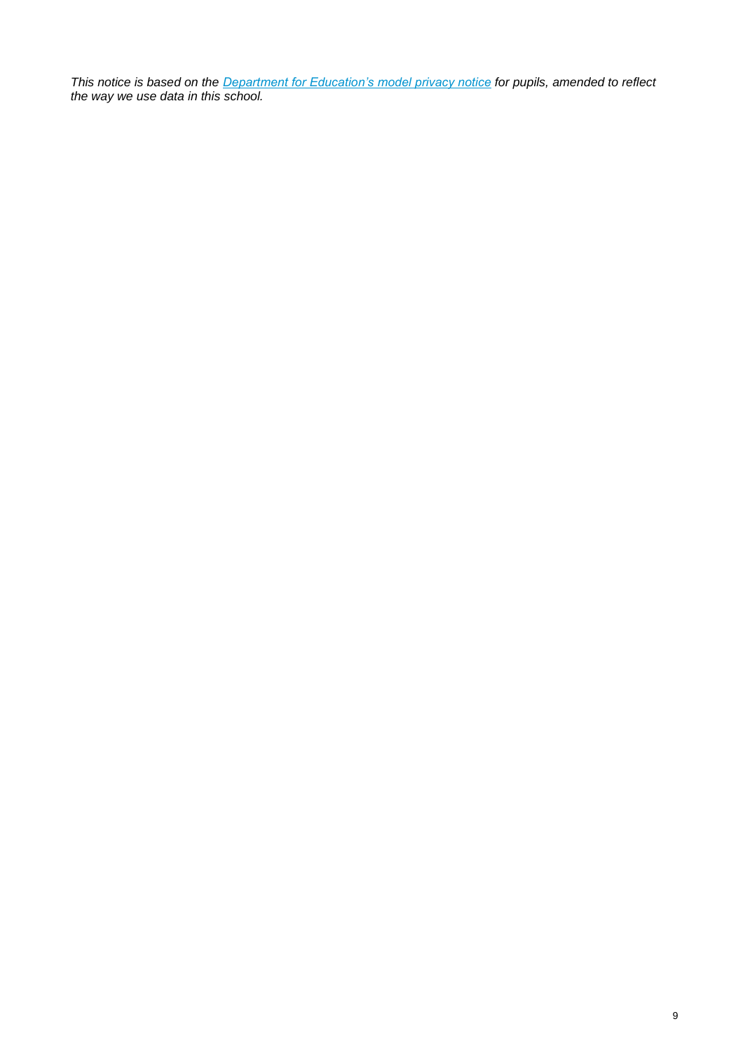*This notice is based on the [Department for Education's model privacy notice](Department for Education's model privacy notice) for pupils, amended to reflect the way we use data in this school.*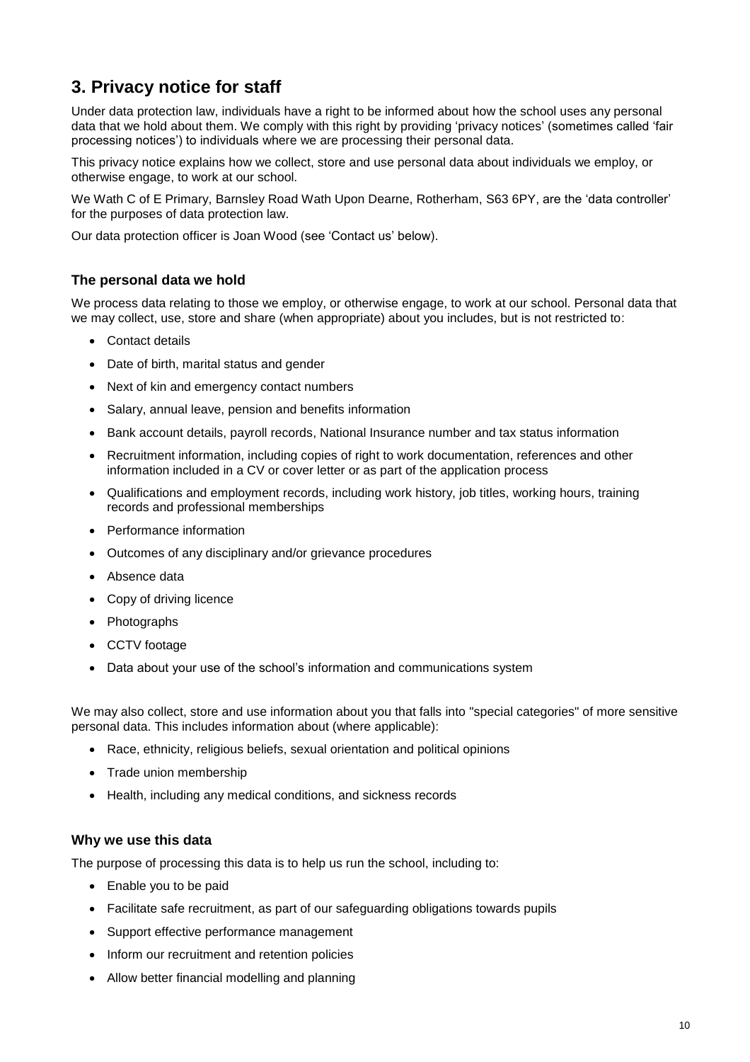## 3. Privacy notice for staff

Under data protection law, individuals have a right to be informed about how the school uses any personal data that we hold about them. We comply with this right by providing 'privacy notices' (sometimes called 'fair processing notices') to individuals where we are processing their personal data.

This privacy notice explains how we collect, store and use personal data about individuals we employ, or otherwise engage, to work at our school.

We Wath C of E Primary, Barnsley Road Wath Upon Dearne, Rotherham, S63 6PY, are the 'data controller' for the purposes of data protection law.

Our data protection officer is Joan Wood (see 'Contact us' below).

### The personal data we hold

We process data relating to those we employ, or otherwise engage, to work at our school. Personal data that we may collect, use, store and share (when appropriate) about you includes, but is not restricted to:

- Contact details
- Date of birth, marital status and gender
- Next of kin and emergency contact numbers
- Salary, annual leave, pension and benefits information
- Bank account details, payroll records, National Insurance number and tax status information
- Recruitment information, including copies of right to work documentation, references and other information included in a CV or cover letter or as part of the application process
- Qualifications and employment records, including work history, job titles, working hours, training records and professional memberships
- Performance information
- Outcomes of any disciplinary and/or grievance procedures
- Absence data
- Copy of driving licence
- Photographs
- CCTV footage
- Data about your use of the school's information and communications system

We may also collect, store and use information about you that falls into "special categories" of more sensitive personal data. This includes information about (where applicable):

- Race, ethnicity, religious beliefs, sexual orientation and political opinions
- Trade union membership
- Health, including any medical conditions, and sickness records

### Why we use this data

The purpose of processing this data is to help us run the school, including to:

- Enable you to be paid
- Facilitate safe recruitment, as part of our safeguarding obligations towards pupils
- Support effective performance management
- Inform our recruitment and retention policies
- Allow better financial modelling and planning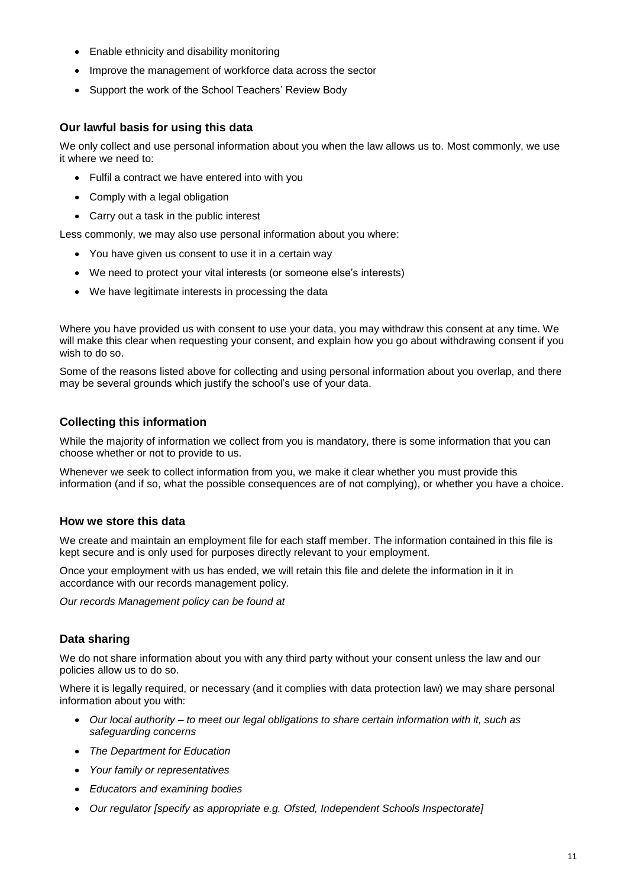- Enable ethnicity and disability monitoring
- Improve the management of workforce data across the sector
- Support the work of the School Teachers' Review Body

### Our lawful basis for using this data

We only collect and use personal information about you when the law allows us to. Most commonly, we use it where we need to:

- Fulfil a contract we have entered into with you
- Comply with a legal obligation
- Carry out a task in the public interest

Less commonly, we may also use personal information about you where:

- You have given us consent to use it in a certain way
- We need to protect your vital interests (or someone else's interests)
- We have legitimate interests in processing the data

Where you have provided us with consent to use your data, you may withdraw this consent at any time. We will make this clear when requesting your consent, and explain how you go about withdrawing consent if you wish to do so.

Some of the reasons listed above for collecting and using personal information about you overlap, and there may be several grounds which justify the school's use of your data.

### Collecting this information

While the majority of information we collect from you is mandatory, there is some information that you can choose whether or not to provide to us.

Whenever we seek to collect information from you, we make it clear whether you must provide this information (and if so, what the possible consequences are of not complying), or whether you have a choice.

### How we store this data

We create and maintain an employment file for each staff member. The information contained in this file is kept secure and is only used for purposes directly relevant to your employment.

Once your employment with us has ended, we will retain this file and delete the information in it in accordance with our records management policy.

*Our records Management policy can be found at*

### Data sharing

We do not share information about you with any third party without your consent unless the law and our policies allow us to do so.

Where it is legally required, or necessary (and it complies with data protection law) we may share personal information about you with:

- *Our local authority – to meet our legal obligations to share certain information with it, such as safeguarding concerns*
- *The Department for Education*
- *Your family or representatives*
- *Educators and examining bodies*
- *Our regulator [specify as appropriate e.g. Ofsted, Independent Schools Inspectorate]*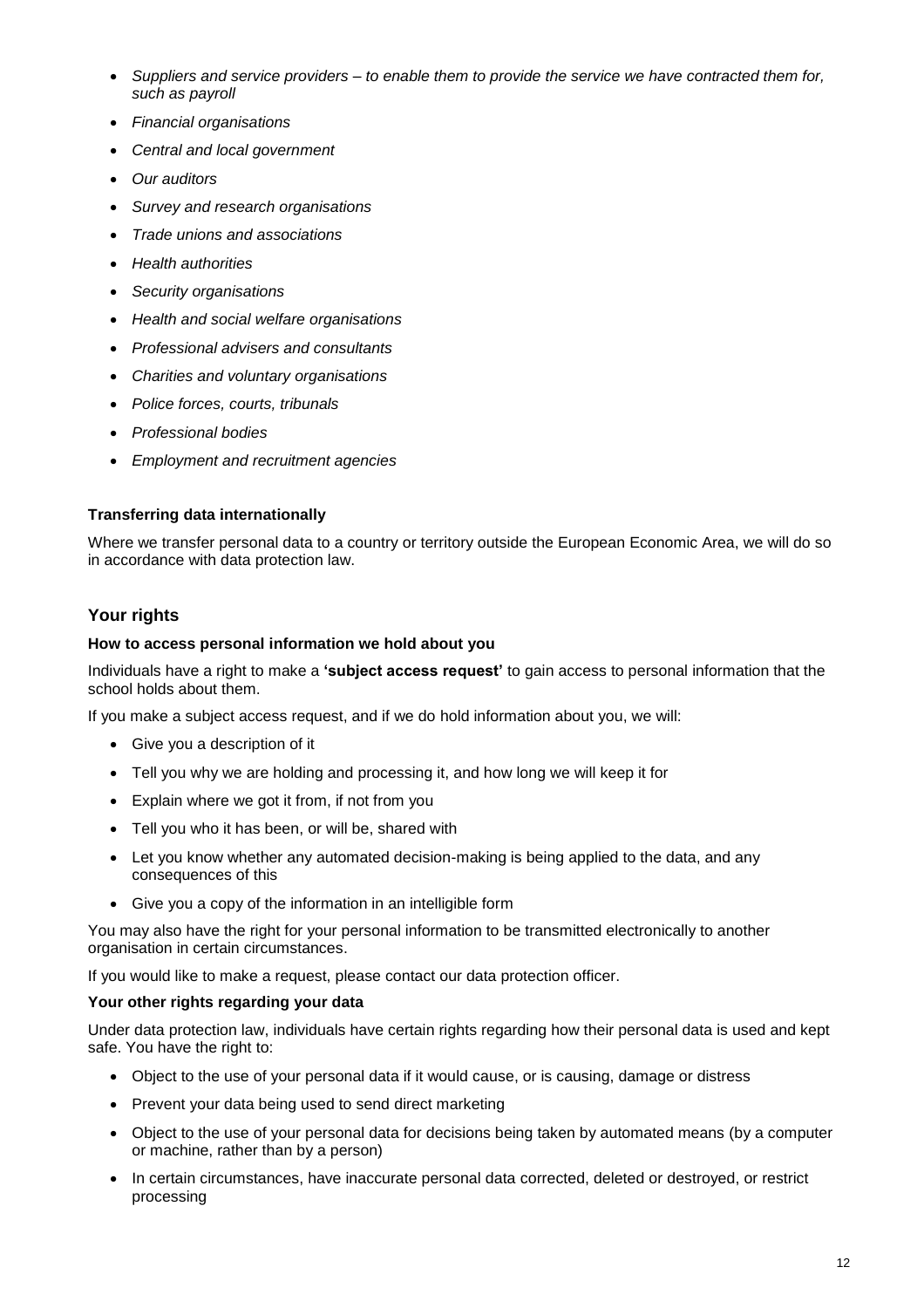- *Suppliers and service providers – to enable them to provide the service we have contracted them for, such as payroll*
- *Financial organisations*
- *Central and local government*
- *Our auditors*
- *Survey and research organisations*
- *Trade unions and associations*
- *Health authorities*
- *Security organisations*
- *Health and social welfare organisations*
- *Professional advisers and consultants*
- *Charities and voluntary organisations*
- *Police forces, courts, tribunals*
- *Professional bodies*
- *Employment and recruitment agencies*

**Transferring data internationally**

Where we transfer personal data to a country or territory outside the European Economic Area, we will do so in accordance with data protection law.

## Your rights

**How to access personal information we hold about you**

Individuals have a right to make a **'subject access request'** to gain access to personal information that the school holds about them.

If you make a subject access request, and if we do hold information about you, we will:

- Give you a description of it
- Tell you why we are holding and processing it, and how long we will keep it for
- Explain where we got it from, if not from you
- Tell you who it has been, or will be, shared with
- Let you know whether any automated decision-making is being applied to the data, and any consequences of this
- Give you a copy of the information in an intelligible form

You may also have the right for your personal information to be transmitted electronically to another organisation in certain circumstances.

If you would like to make a request, please contact our data protection officer.

**Your other rights regarding your data**

Under data protection law, individuals have certain rights regarding how their personal data is used and kept safe. You have the right to:

- Object to the use of your personal data if it would cause, or is causing, damage or distress
- Prevent your data being used to send direct marketing
- Object to the use of your personal data for decisions being taken by automated means (by a computer or machine, rather than by a person)
- In certain circumstances, have inaccurate personal data corrected, deleted or destroyed, or restrict processing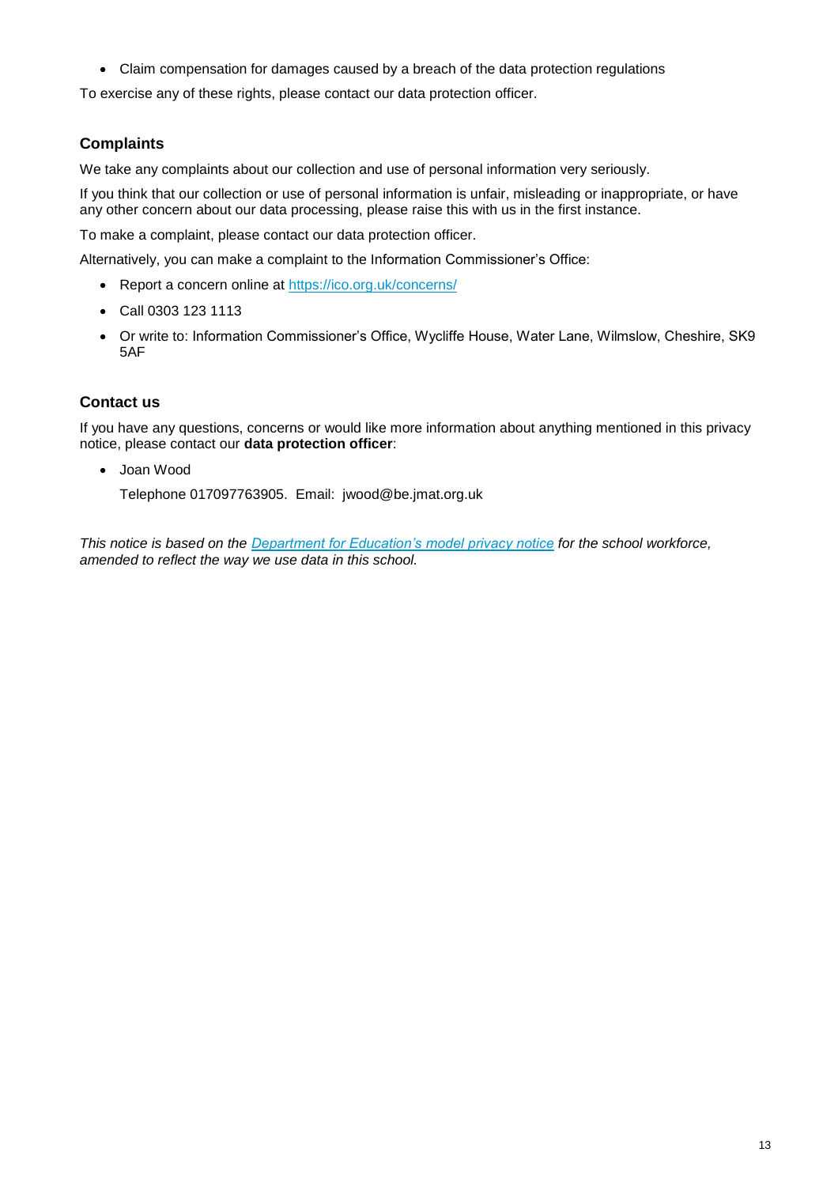- Claim compensation for damages caused by a breach of the data protection regulations

To exercise any of these rights, please contact our data protection officer.

### Complaints

We take any complaints about our collection and use of personal information very seriously.

If you think that our collection or use of personal information is unfair, misleading or inappropriate, or have any other concern about our data processing, please raise this with us in the first instance.

To make a complaint, please contact our data protection officer.

Alternatively, you can make a complaint to the Information Commissioner's Office:

- Report a concern online at [https://ico.org.uk/concerns/](https://ico.org.uk/concerns/)
- Call 0303 123 1113
- Or write to: Information Commissioner's Office, Wycliffe House, Water Lane, Wilmslow, Cheshire, SK9 5AF

### Contact us

If you have any questions, concerns or would like more information about anything mentioned in this privacy notice, please contact our **data protection officer**:

- Joan Wood

  Telephone 017097763905. Email: jwood@be.jmat.org.uk

*This notice is based on the [Department for Education's model privacy notice](#) for the school workforce, amended to reflect the way we use data in this school.*